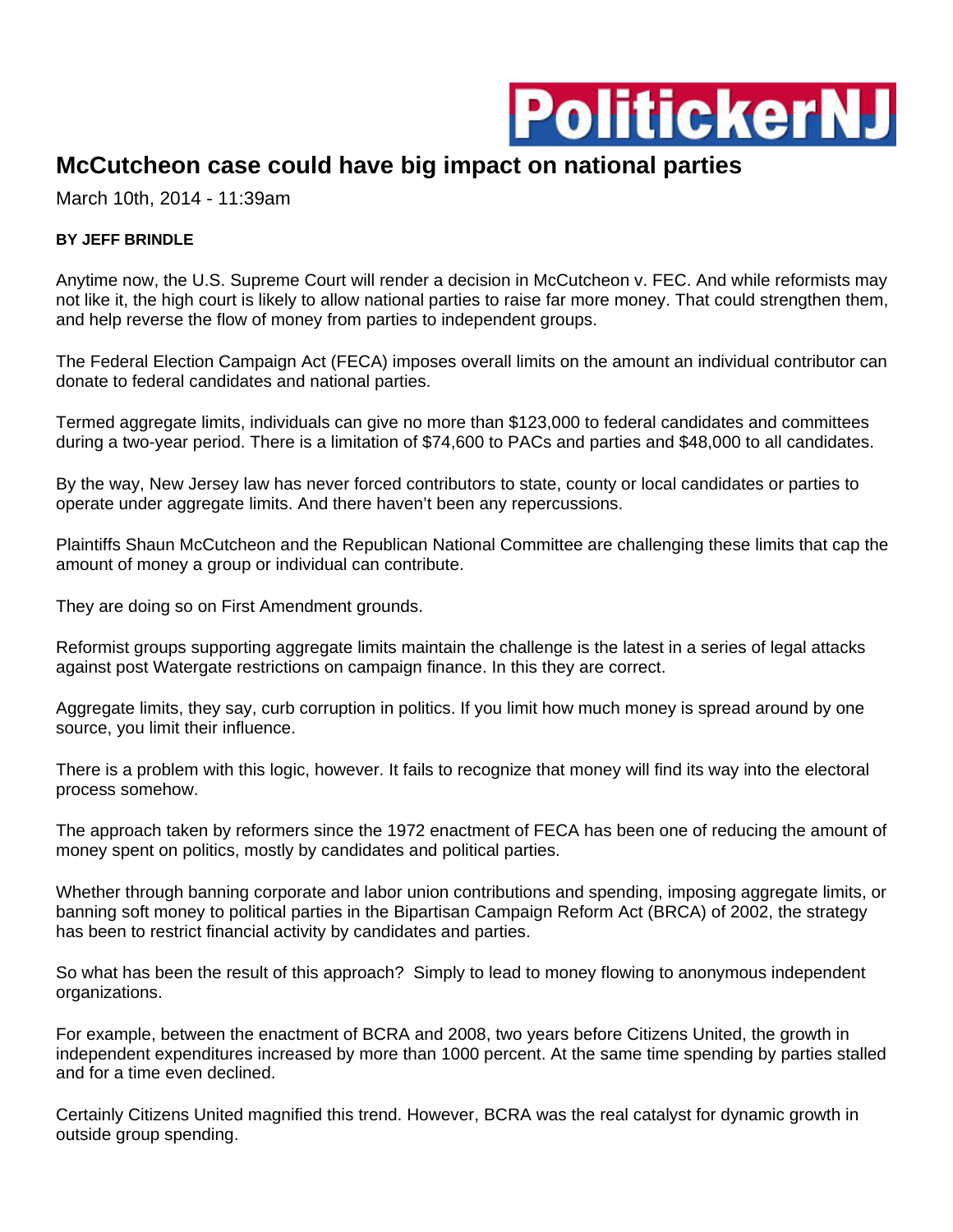PolitickerNJ

# McCutcheon case could have big impact on national parties

March 10th, 2014 - 11:39am

**BY JEFF BRINDLE**

Anytime now, the U.S. Supreme Court will render a decision in McCutcheon v. FEC. And while reformists may not like it, the high court is likely to allow national parties to raise far more money. That could strengthen them, and help reverse the flow of money from parties to independent groups.

The Federal Election Campaign Act (FECA) imposes overall limits on the amount an individual contributor can donate to federal candidates and national parties.

Termed aggregate limits, individuals can give no more than $123,000 to federal candidates and committees during a two-year period. There is a limitation of $74,600 to PACs and parties and $48,000 to all candidates.

By the way, New Jersey law has never forced contributors to state, county or local candidates or parties to operate under aggregate limits. And there haven't been any repercussions.

Plaintiffs Shaun McCutcheon and the Republican National Committee are challenging these limits that cap the amount of money a group or individual can contribute.

They are doing so on First Amendment grounds.

Reformist groups supporting aggregate limits maintain the challenge is the latest in a series of legal attacks against post Watergate restrictions on campaign finance. In this they are correct.

Aggregate limits, they say, curb corruption in politics. If you limit how much money is spread around by one source, you limit their influence.

There is a problem with this logic, however. It fails to recognize that money will find its way into the electoral process somehow.

The approach taken by reformers since the 1972 enactment of FECA has been one of reducing the amount of money spent on politics, mostly by candidates and political parties.

Whether through banning corporate and labor union contributions and spending, imposing aggregate limits, or banning soft money to political parties in the Bipartisan Campaign Reform Act (BRCA) of 2002, the strategy has been to restrict financial activity by candidates and parties.

So what has been the result of this approach? Simply to lead to money flowing to anonymous independent organizations.

For example, between the enactment of BCRA and 2008, two years before Citizens United, the growth in independent expenditures increased by more than 1000 percent. At the same time spending by parties stalled and for a time even declined.

Certainly Citizens United magnified this trend. However, BCRA was the real catalyst for dynamic growth in outside group spending.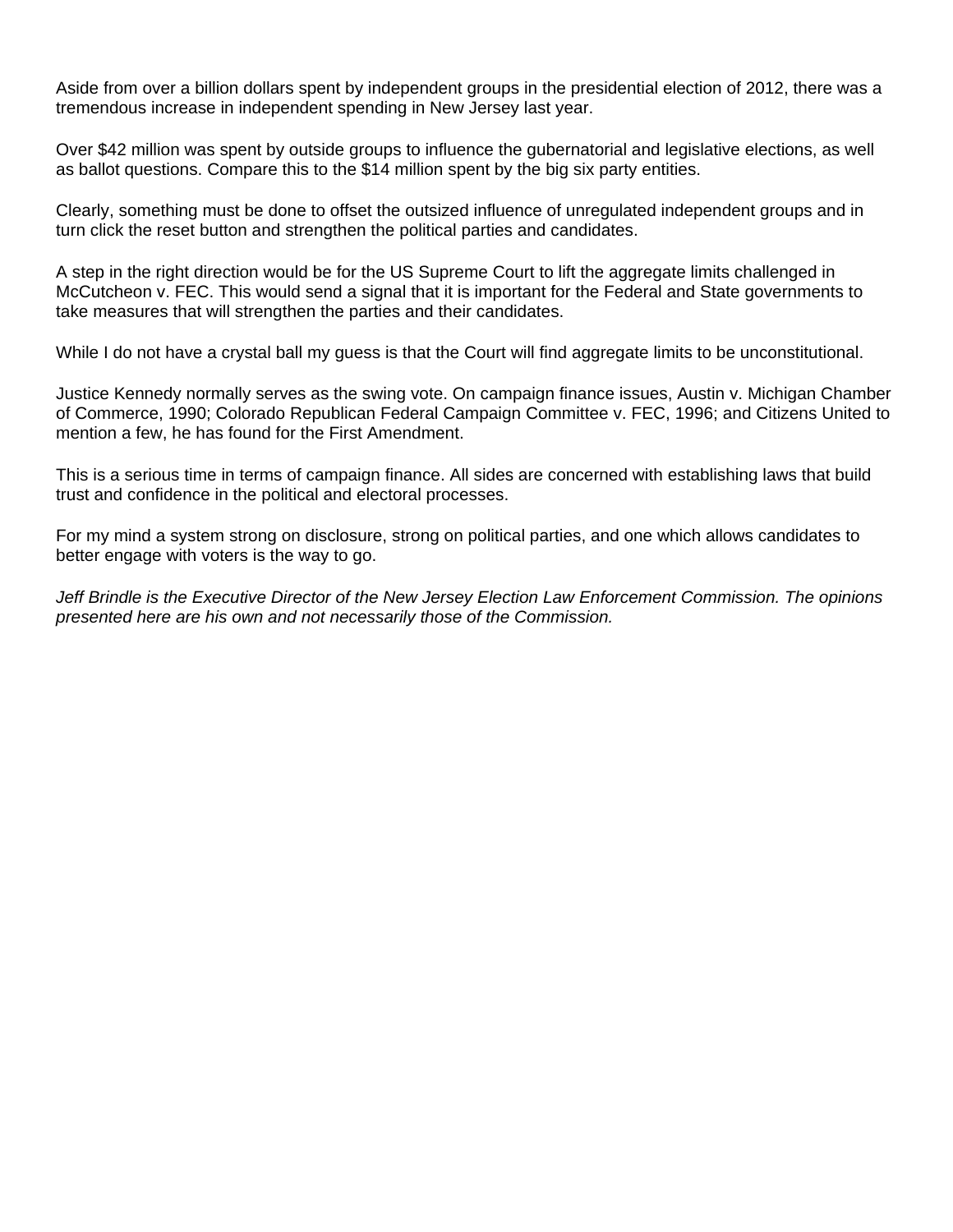Aside from over a billion dollars spent by independent groups in the presidential election of 2012, there was a tremendous increase in independent spending in New Jersey last year.

Over $42 million was spent by outside groups to influence the gubernatorial and legislative elections, as well as ballot questions. Compare this to the $14 million spent by the big six party entities.

Clearly, something must be done to offset the outsized influence of unregulated independent groups and in turn click the reset button and strengthen the political parties and candidates.

A step in the right direction would be for the US Supreme Court to lift the aggregate limits challenged in McCutcheon v. FEC. This would send a signal that it is important for the Federal and State governments to take measures that will strengthen the parties and their candidates.

While I do not have a crystal ball my guess is that the Court will find aggregate limits to be unconstitutional.

Justice Kennedy normally serves as the swing vote. On campaign finance issues, Austin v. Michigan Chamber of Commerce, 1990; Colorado Republican Federal Campaign Committee v. FEC, 1996; and Citizens United to mention a few, he has found for the First Amendment.

This is a serious time in terms of campaign finance. All sides are concerned with establishing laws that build trust and confidence in the political and electoral processes.

For my mind a system strong on disclosure, strong on political parties, and one which allows candidates to better engage with voters is the way to go.

*Jeff Brindle is the Executive Director of the New Jersey Election Law Enforcement Commission. The opinions presented here are his own and not necessarily those of the Commission.*